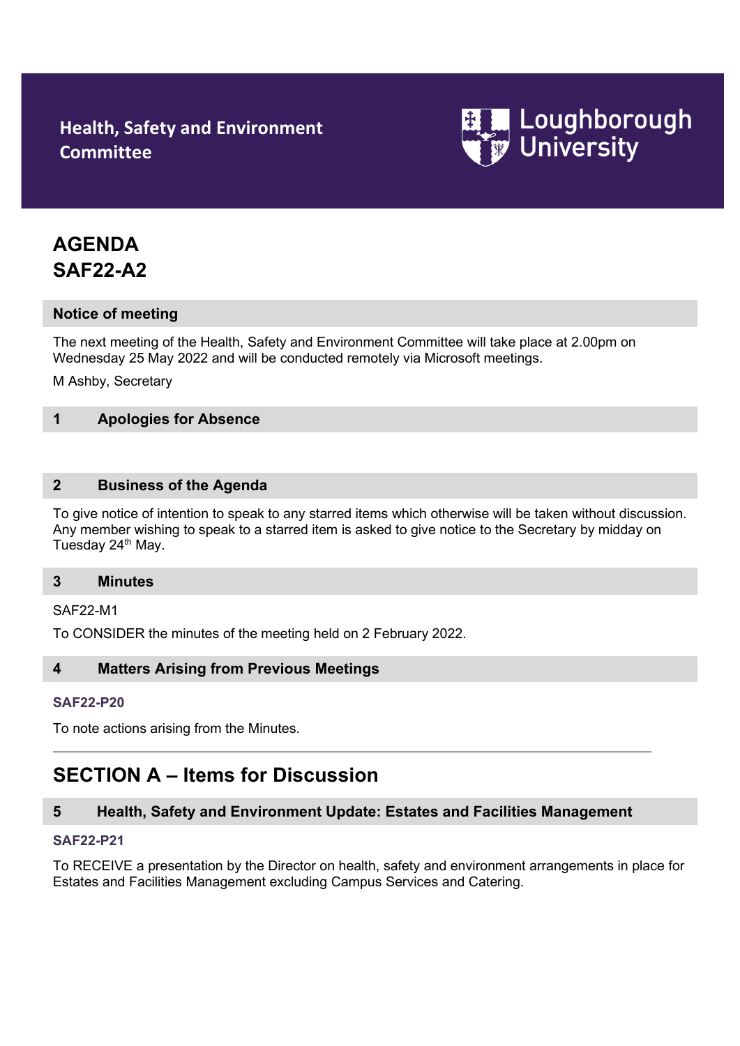**Health, Safety and Environment Committee**

**Loughborough University**

# AGENDA
# SAF22-A2

## Notice of meeting

The next meeting of the Health, Safety and Environment Committee will take place at 2.00pm on Wednesday 25 May 2022 and will be conducted remotely via Microsoft meetings.

M Ashby, Secretary

## 1 Apologies for Absence

## 2 Business of the Agenda

To give notice of intention to speak to any starred items which otherwise will be taken without discussion. Any member wishing to speak to a starred item is asked to give notice to the Secretary by midday on Tuesday 24th May.

## 3 Minutes

SAF22-M1

To CONSIDER the minutes of the meeting held on 2 February 2022.

## 4 Matters Arising from Previous Meetings

**SAF22-P20**

To note actions arising from the Minutes.

---

# SECTION A – Items for Discussion

## 5 Health, Safety and Environment Update: Estates and Facilities Management

**SAF22-P21**

To RECEIVE a presentation by the Director on health, safety and environment arrangements in place for Estates and Facilities Management excluding Campus Services and Catering.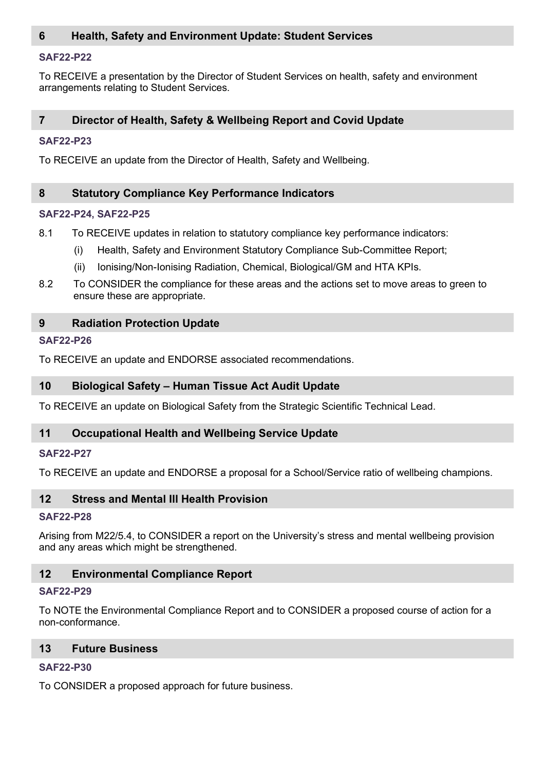## 6 Health, Safety and Environment Update: Student Services

**SAF22-P22**

To RECEIVE a presentation by the Director of Student Services on health, safety and environment arrangements relating to Student Services.

## 7 Director of Health, Safety & Wellbeing Report and Covid Update

**SAF22-P23**

To RECEIVE an update from the Director of Health, Safety and Wellbeing.

## 8 Statutory Compliance Key Performance Indicators

**SAF22-P24, SAF22-P25**

8.1 To RECEIVE updates in relation to statutory compliance key performance indicators:

(i) Health, Safety and Environment Statutory Compliance Sub-Committee Report;

(ii) Ionising/Non-Ionising Radiation, Chemical, Biological/GM and HTA KPIs.

8.2 To CONSIDER the compliance for these areas and the actions set to move areas to green to ensure these are appropriate.

## 9 Radiation Protection Update

**SAF22-P26**

To RECEIVE an update and ENDORSE associated recommendations.

## 10 Biological Safety – Human Tissue Act Audit Update

To RECEIVE an update on Biological Safety from the Strategic Scientific Technical Lead.

## 11 Occupational Health and Wellbeing Service Update

**SAF22-P27**

To RECEIVE an update and ENDORSE a proposal for a School/Service ratio of wellbeing champions.

## 12 Stress and Mental Ill Health Provision

**SAF22-P28**

Arising from M22/5.4, to CONSIDER a report on the University's stress and mental wellbeing provision and any areas which might be strengthened.

## 12 Environmental Compliance Report

**SAF22-P29**

To NOTE the Environmental Compliance Report and to CONSIDER a proposed course of action for a non-conformance.

## 13 Future Business

**SAF22-P30**

To CONSIDER a proposed approach for future business.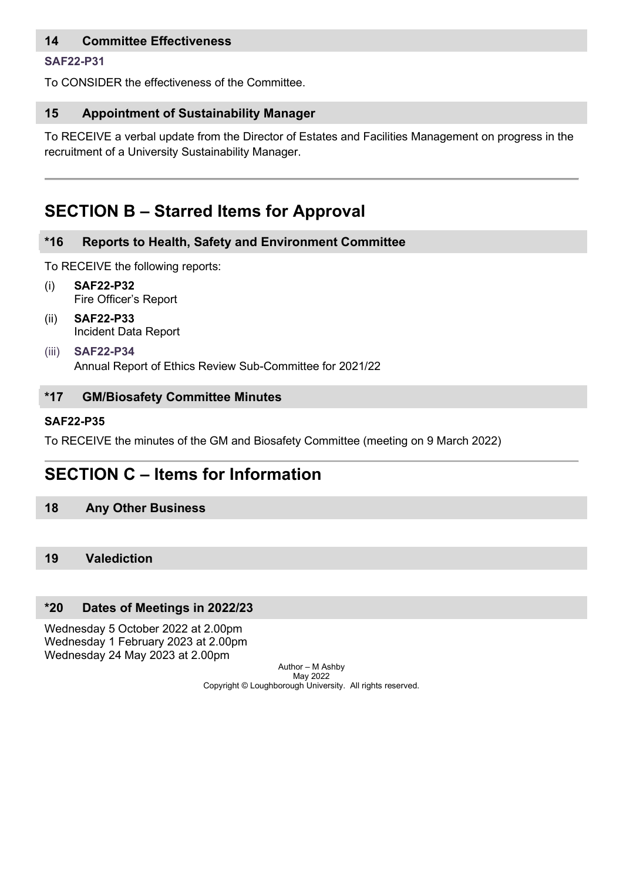### 14 Committee Effectiveness

**SAF22-P31**

To CONSIDER the effectiveness of the Committee.

### 15 Appointment of Sustainability Manager

To RECEIVE a verbal update from the Director of Estates and Facilities Management on progress in the recruitment of a University Sustainability Manager.

---

## SECTION B – Starred Items for Approval

### *16 Reports to Health, Safety and Environment Committee

To RECEIVE the following reports:

(i) **SAF22-P32**
Fire Officer's Report

(ii) **SAF22-P33**
Incident Data Report

(iii) **SAF22-P34**
Annual Report of Ethics Review Sub-Committee for 2021/22

### *17 GM/Biosafety Committee Minutes

**SAF22-P35**

To RECEIVE the minutes of the GM and Biosafety Committee (meeting on 9 March 2022)

---

## SECTION C – Items for Information

### 18 Any Other Business

### 19 Valediction

### *20 Dates of Meetings in 2022/23

Wednesday 5 October 2022 at 2.00pm
Wednesday 1 February 2023 at 2.00pm
Wednesday 24 May 2023 at 2.00pm

Author – M Ashby
May 2022
Copyright © Loughborough University. All rights reserved.